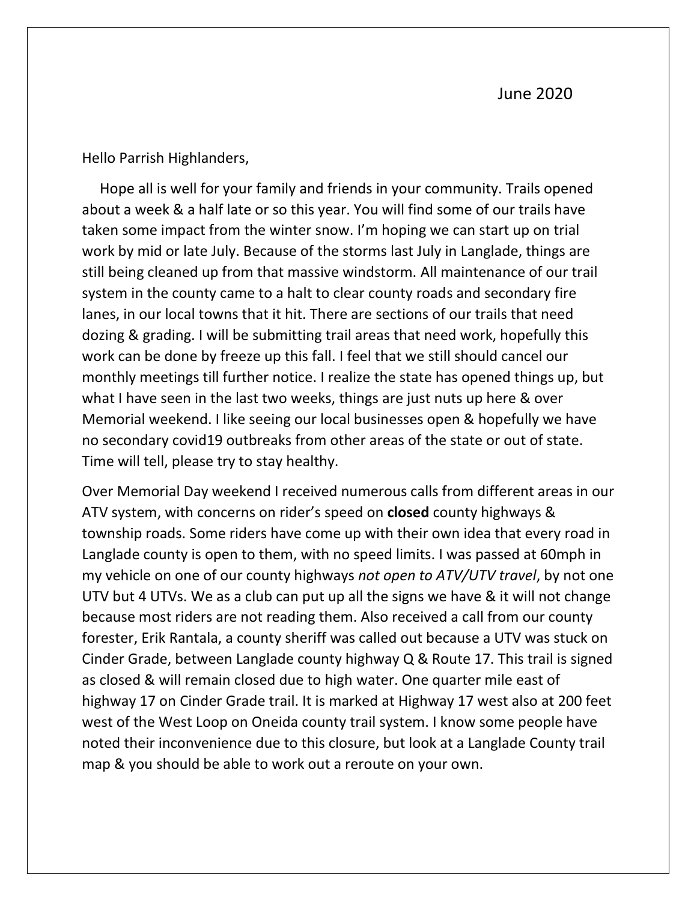June 2020

Hello Parrish Highlanders,

Hope all is well for your family and friends in your community. Trails opened about a week & a half late or so this year. You will find some of our trails have taken some impact from the winter snow. I'm hoping we can start up on trial work by mid or late July. Because of the storms last July in Langlade, things are still being cleaned up from that massive windstorm. All maintenance of our trail system in the county came to a halt to clear county roads and secondary fire lanes, in our local towns that it hit. There are sections of our trails that need dozing & grading. I will be submitting trail areas that need work, hopefully this work can be done by freeze up this fall. I feel that we still should cancel our monthly meetings till further notice. I realize the state has opened things up, but what I have seen in the last two weeks, things are just nuts up here & over Memorial weekend. I like seeing our local businesses open & hopefully we have no secondary covid19 outbreaks from other areas of the state or out of state. Time will tell, please try to stay healthy.

Over Memorial Day weekend I received numerous calls from different areas in our ATV system, with concerns on rider's speed on **closed** county highways & township roads. Some riders have come up with their own idea that every road in Langlade county is open to them, with no speed limits. I was passed at 60mph in my vehicle on one of our county highways *not open to ATV/UTV travel*, by not one UTV but 4 UTVs. We as a club can put up all the signs we have & it will not change because most riders are not reading them. Also received a call from our county forester, Erik Rantala, a county sheriff was called out because a UTV was stuck on Cinder Grade, between Langlade county highway Q & Route 17. This trail is signed as closed & will remain closed due to high water. One quarter mile east of highway 17 on Cinder Grade trail. It is marked at Highway 17 west also at 200 feet west of the West Loop on Oneida county trail system. I know some people have noted their inconvenience due to this closure, but look at a Langlade County trail map & you should be able to work out a reroute on your own.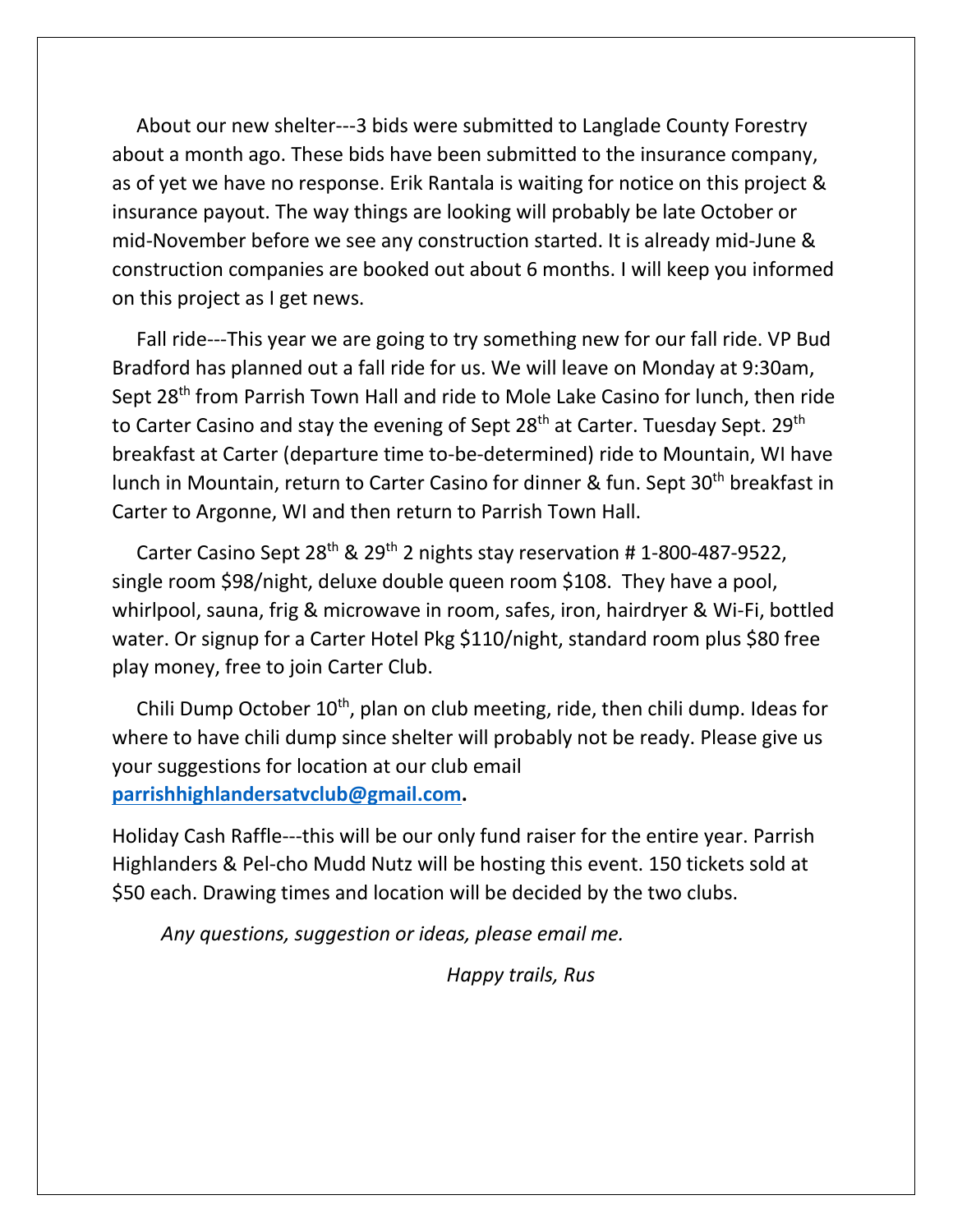About our new shelter---3 bids were submitted to Langlade County Forestry about a month ago. These bids have been submitted to the insurance company, as of yet we have no response. Erik Rantala is waiting for notice on this project & insurance payout. The way things are looking will probably be late October or mid-November before we see any construction started. It is already mid-June & construction companies are booked out about 6 months. I will keep you informed on this project as I get news.

Fall ride---This year we are going to try something new for our fall ride. VP Bud Bradford has planned out a fall ride for us. We will leave on Monday at 9:30am, Sept 28th from Parrish Town Hall and ride to Mole Lake Casino for lunch, then ride to Carter Casino and stay the evening of Sept 28th at Carter. Tuesday Sept. 29th breakfast at Carter (departure time to-be-determined) ride to Mountain, WI have lunch in Mountain, return to Carter Casino for dinner & fun. Sept 30th breakfast in Carter to Argonne, WI and then return to Parrish Town Hall.

Carter Casino Sept 28th & 29th 2 nights stay reservation # 1-800-487-9522, single room $98/night, deluxe double queen room $108. They have a pool, whirlpool, sauna, frig & microwave in room, safes, iron, hairdryer & Wi-Fi, bottled water. Or signup for a Carter Hotel Pkg $110/night, standard room plus $80 free play money, free to join Carter Club.

Chili Dump October 10th, plan on club meeting, ride, then chili dump. Ideas for where to have chili dump since shelter will probably not be ready. Please give us your suggestions for location at our club email **parrishhighlandersatvclub@gmail.com.**

Holiday Cash Raffle---this will be our only fund raiser for the entire year. Parrish Highlanders & Pel-cho Mudd Nutz will be hosting this event. 150 tickets sold at $50 each. Drawing times and location will be decided by the two clubs.

*Any questions, suggestion or ideas, please email me.*

*Happy trails, Rus*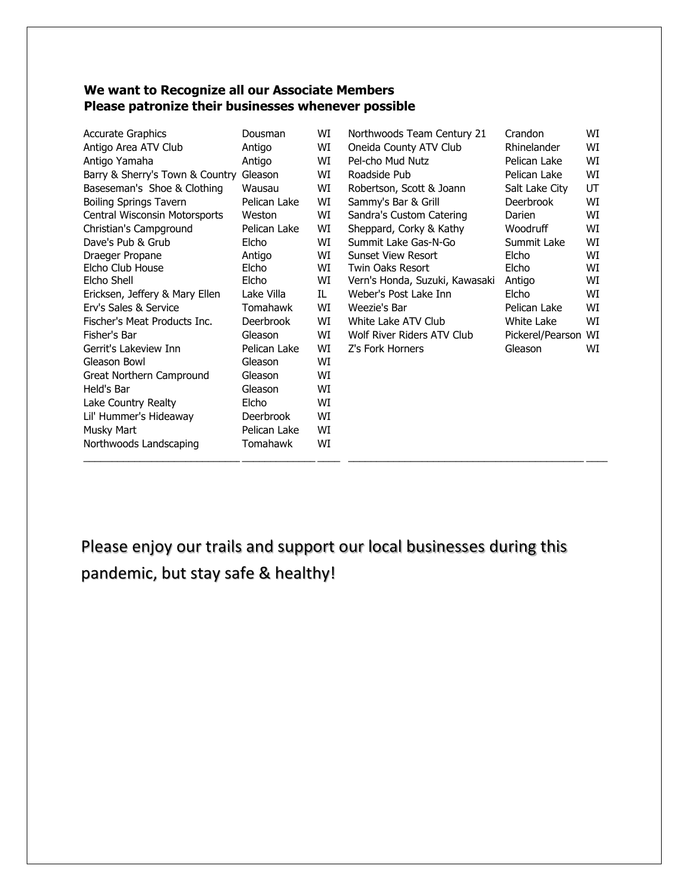**We want to Recognize all our Associate Members**
**Please patronize their businesses whenever possible**

| | | |
|---|---|---|
| Accurate Graphics | Dousman | WI |
| Antigo Area ATV Club | Antigo | WI |
| Antigo Yamaha | Antigo | WI |
| Barry & Sherry's Town & Country | Gleason | WI |
| Baseseman's Shoe & Clothing | Wausau | WI |
| Boiling Springs Tavern | Pelican Lake | WI |
| Central Wisconsin Motorsports | Weston | WI |
| Christian's Campground | Pelican Lake | WI |
| Dave's Pub & Grub | Elcho | WI |
| Draeger Propane | Antigo | WI |
| Elcho Club House | Elcho | WI |
| Elcho Shell | Elcho | WI |
| Ericksen, Jeffery & Mary Ellen | Lake Villa | IL |
| Erv's Sales & Service | Tomahawk | WI |
| Fischer's Meat Products Inc. | Deerbrook | WI |
| Fisher's Bar | Gleason | WI |
| Gerrit's Lakeview Inn | Pelican Lake | WI |
| Gleason Bowl | Gleason | WI |
| Great Northern Campround | Gleason | WI |
| Held's Bar | Gleason | WI |
| Lake Country Realty | Elcho | WI |
| Lil' Hummer's Hideaway | Deerbrook | WI |
| Musky Mart | Pelican Lake | WI |
| Northwoods Landscaping | Tomahawk | WI |
| Northwoods Team Century 21 | Crandon | WI |
| Oneida County ATV Club | Rhinelander | WI |
| Pel-cho Mud Nutz | Pelican Lake | WI |
| Roadside Pub | Pelican Lake | WI |
| Robertson, Scott & Joann | Salt Lake City | UT |
| Sammy's Bar & Grill | Deerbrook | WI |
| Sandra's Custom Catering | Darien | WI |
| Sheppard, Corky & Kathy | Woodruff | WI |
| Summit Lake Gas-N-Go | Summit Lake | WI |
| Sunset View Resort | Elcho | WI |
| Twin Oaks Resort | Elcho | WI |
| Vern's Honda, Suzuki, Kawasaki | Antigo | WI |
| Weber's Post Lake Inn | Elcho | WI |
| Weezie's Bar | Pelican Lake | WI |
| White Lake ATV Club | White Lake | WI |
| Wolf River Riders ATV Club | Pickerel/Pearson | WI |
| Z's Fork Horners | Gleason | WI |

Please enjoy our trails and support our local businesses during this pandemic, but stay safe & healthy!